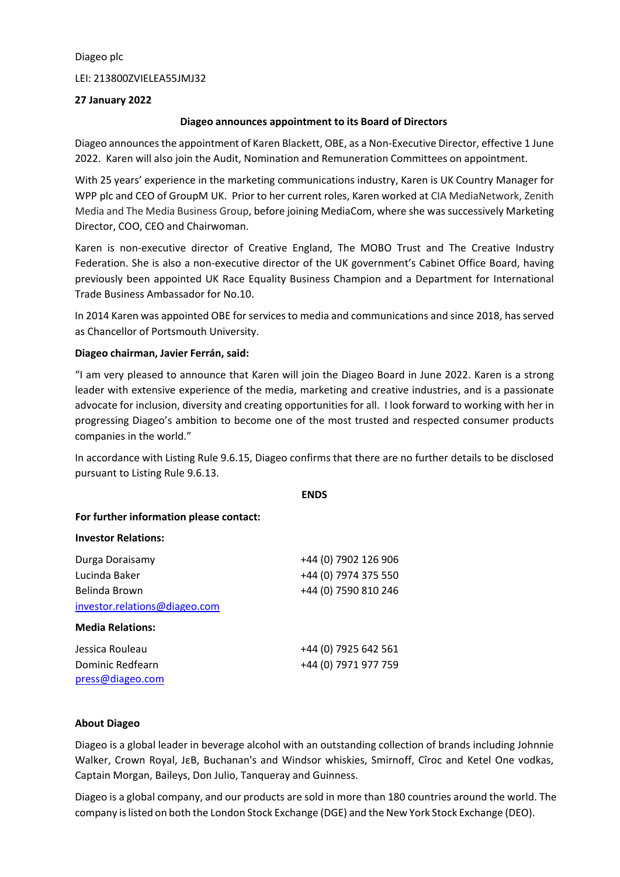Diageo plc

LEI: 213800ZVIELEA55JMJ32

**27 January 2022**

**Diageo announces appointment to its Board of Directors**

Diageo announces the appointment of Karen Blackett, OBE, as a Non-Executive Director, effective 1 June 2022. Karen will also join the Audit, Nomination and Remuneration Committees on appointment.

With 25 years' experience in the marketing communications industry, Karen is UK Country Manager for WPP plc and CEO of GroupM UK. Prior to her current roles, Karen worked at CIA MediaNetwork, Zenith Media and The Media Business Group, before joining MediaCom, where she was successively Marketing Director, COO, CEO and Chairwoman.

Karen is non-executive director of Creative England, The MOBO Trust and The Creative Industry Federation. She is also a non-executive director of the UK government's Cabinet Office Board, having previously been appointed UK Race Equality Business Champion and a Department for International Trade Business Ambassador for No.10.

In 2014 Karen was appointed OBE for services to media and communications and since 2018, has served as Chancellor of Portsmouth University.

**Diageo chairman, Javier Ferrán, said:**

"I am very pleased to announce that Karen will join the Diageo Board in June 2022. Karen is a strong leader with extensive experience of the media, marketing and creative industries, and is a passionate advocate for inclusion, diversity and creating opportunities for all. I look forward to working with her in progressing Diageo's ambition to become one of the most trusted and respected consumer products companies in the world."

In accordance with Listing Rule 9.6.15, Diageo confirms that there are no further details to be disclosed pursuant to Listing Rule 9.6.13.

**ENDS**

**For further information please contact:**

**Investor Relations:**

| | |
|---|---|
| Durga Doraisamy | +44 (0) 7902 126 906 |
| Lucinda Baker | +44 (0) 7974 375 550 |
| Belinda Brown | +44 (0) 7590 810 246 |
| investor.relations@diageo.com | |

**Media Relations:**

| | |
|---|---|
| Jessica Rouleau | +44 (0) 7925 642 561 |
| Dominic Redfearn | +44 (0) 7971 977 759 |
| press@diageo.com | |

**About Diageo**

Diageo is a global leader in beverage alcohol with an outstanding collection of brands including Johnnie Walker, Crown Royal, JεB, Buchanan's and Windsor whiskies, Smirnoff, Cîroc and Ketel One vodkas, Captain Morgan, Baileys, Don Julio, Tanqueray and Guinness.

Diageo is a global company, and our products are sold in more than 180 countries around the world. The company is listed on both the London Stock Exchange (DGE) and the New York Stock Exchange (DEO).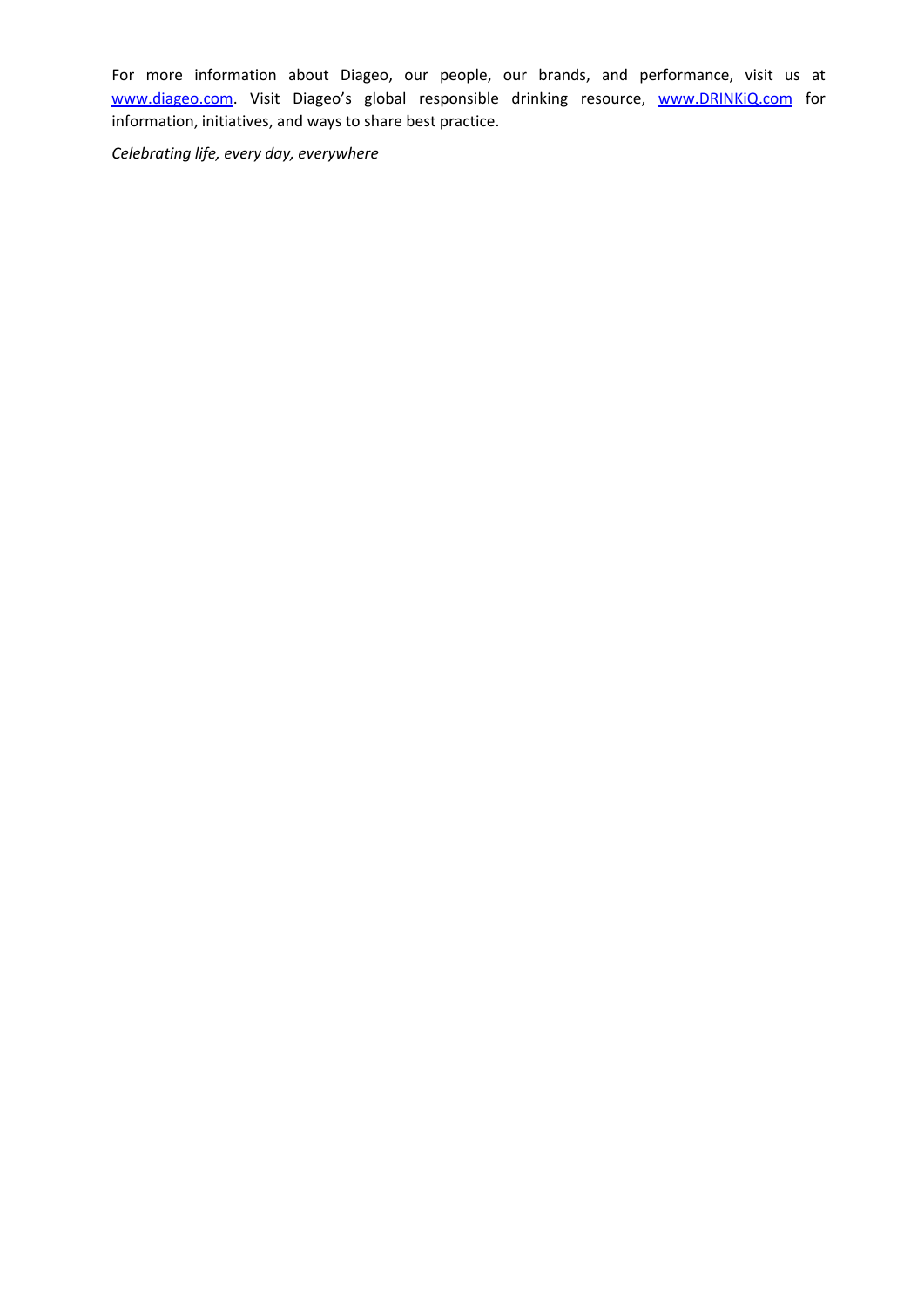For more information about Diageo, our people, our brands, and performance, visit us at [www.diageo.com](http://www.diageo.com). Visit Diageo's global responsible drinking resource, [www.DRINKiQ.com](http://www.DRINKiQ.com) for information, initiatives, and ways to share best practice.

*Celebrating life, every day, everywhere*